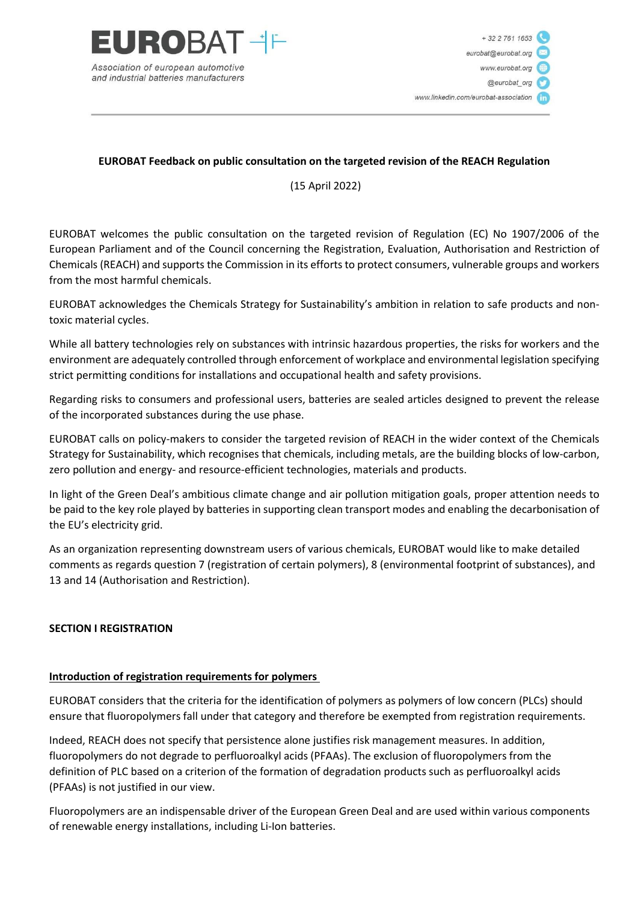EUROBAT

Association of european automotive and industrial batteries manufacturers

+ 32 2 761 1653
eurobat@eurobat.org
www.eurobat.org
@eurobat_org
www.linkedin.com/eurobat-association

**EUROBAT Feedback on public consultation on the targeted revision of the REACH Regulation**

(15 April 2022)

EUROBAT welcomes the public consultation on the targeted revision of Regulation (EC) No 1907/2006 of the European Parliament and of the Council concerning the Registration, Evaluation, Authorisation and Restriction of Chemicals (REACH) and supports the Commission in its efforts to protect consumers, vulnerable groups and workers from the most harmful chemicals.

EUROBAT acknowledges the Chemicals Strategy for Sustainability's ambition in relation to safe products and non-toxic material cycles.

While all battery technologies rely on substances with intrinsic hazardous properties, the risks for workers and the environment are adequately controlled through enforcement of workplace and environmental legislation specifying strict permitting conditions for installations and occupational health and safety provisions.

Regarding risks to consumers and professional users, batteries are sealed articles designed to prevent the release of the incorporated substances during the use phase.

EUROBAT calls on policy-makers to consider the targeted revision of REACH in the wider context of the Chemicals Strategy for Sustainability, which recognises that chemicals, including metals, are the building blocks of low-carbon, zero pollution and energy- and resource-efficient technologies, materials and products.

In light of the Green Deal's ambitious climate change and air pollution mitigation goals, proper attention needs to be paid to the key role played by batteries in supporting clean transport modes and enabling the decarbonisation of the EU's electricity grid.

As an organization representing downstream users of various chemicals, EUROBAT would like to make detailed comments as regards question 7 (registration of certain polymers), 8 (environmental footprint of substances), and 13 and 14 (Authorisation and Restriction).

## SECTION I REGISTRATION

### Introduction of registration requirements for polymers

EUROBAT considers that the criteria for the identification of polymers as polymers of low concern (PLCs) should ensure that fluoropolymers fall under that category and therefore be exempted from registration requirements.

Indeed, REACH does not specify that persistence alone justifies risk management measures. In addition, fluoropolymers do not degrade to perfluoroalkyl acids (PFAAs). The exclusion of fluoropolymers from the definition of PLC based on a criterion of the formation of degradation products such as perfluoroalkyl acids (PFAAs) is not justified in our view.

Fluoropolymers are an indispensable driver of the European Green Deal and are used within various components of renewable energy installations, including Li-Ion batteries.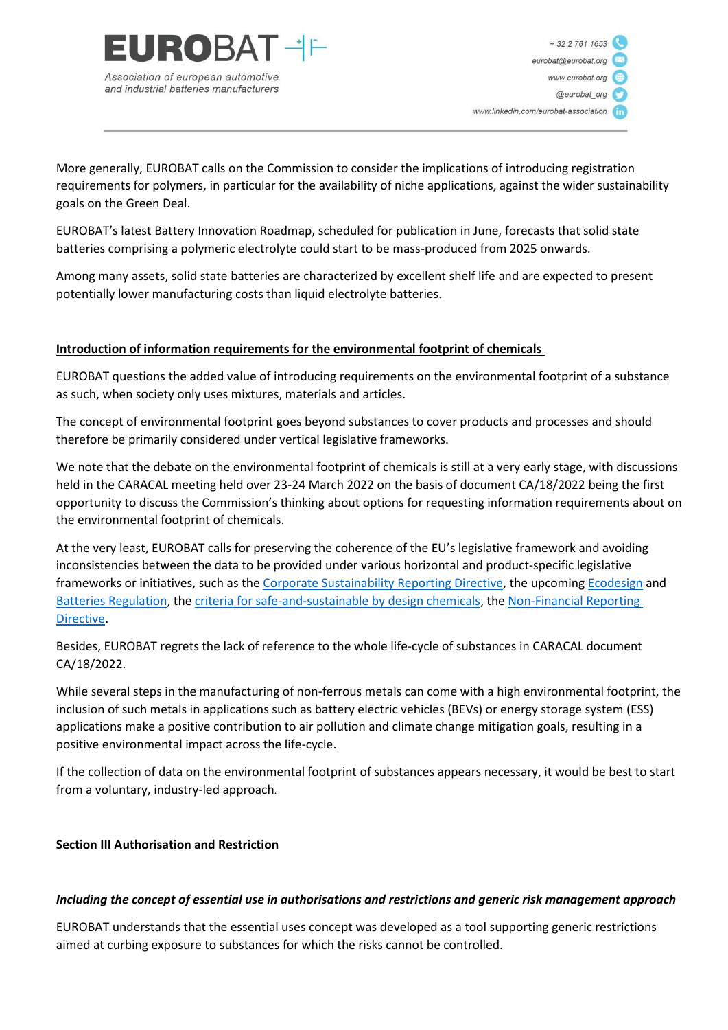More generally, EUROBAT calls on the Commission to consider the implications of introducing registration requirements for polymers, in particular for the availability of niche applications, against the wider sustainability goals on the Green Deal.

EUROBAT's latest Battery Innovation Roadmap, scheduled for publication in June, forecasts that solid state batteries comprising a polymeric electrolyte could start to be mass-produced from 2025 onwards.

Among many assets, solid state batteries are characterized by excellent shelf life and are expected to present potentially lower manufacturing costs than liquid electrolyte batteries.

**<u>Introduction of information requirements for the environmental footprint of chemicals</u>**

EUROBAT questions the added value of introducing requirements on the environmental footprint of a substance as such, when society only uses mixtures, materials and articles.

The concept of environmental footprint goes beyond substances to cover products and processes and should therefore be primarily considered under vertical legislative frameworks.

We note that the debate on the environmental footprint of chemicals is still at a very early stage, with discussions held in the CARACAL meeting held over 23-24 March 2022 on the basis of document CA/18/2022 being the first opportunity to discuss the Commission's thinking about options for requesting information requirements about on the environmental footprint of chemicals.

At the very least, EUROBAT calls for preserving the coherence of the EU's legislative framework and avoiding inconsistencies between the data to be provided under various horizontal and product-specific legislative frameworks or initiatives, such as the Corporate Sustainability Reporting Directive, the upcoming Ecodesign and Batteries Regulation, the criteria for safe-and-sustainable by design chemicals, the Non-Financial Reporting Directive.

Besides, EUROBAT regrets the lack of reference to the whole life-cycle of substances in CARACAL document CA/18/2022.

While several steps in the manufacturing of non-ferrous metals can come with a high environmental footprint, the inclusion of such metals in applications such as battery electric vehicles (BEVs) or energy storage system (ESS) applications make a positive contribution to air pollution and climate change mitigation goals, resulting in a positive environmental impact across the life-cycle.

If the collection of data on the environmental footprint of substances appears necessary, it would be best to start from a voluntary, industry-led approach.

## Section III Authorisation and Restriction

***Including the concept of essential use in authorisations and restrictions and generic risk management approach***

EUROBAT understands that the essential uses concept was developed as a tool supporting generic restrictions aimed at curbing exposure to substances for which the risks cannot be controlled.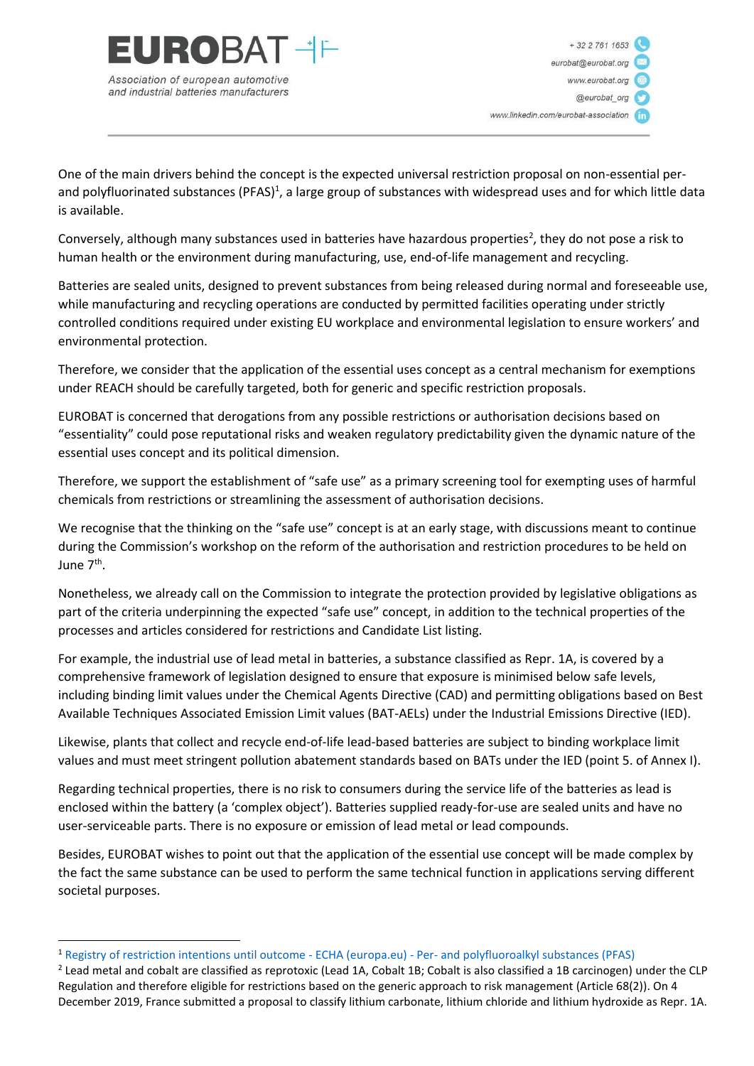One of the main drivers behind the concept is the expected universal restriction proposal on non-essential per- and polyfluorinated substances (PFAS)[1], a large group of substances with widespread uses and for which little data is available.

Conversely, although many substances used in batteries have hazardous properties[2], they do not pose a risk to human health or the environment during manufacturing, use, end-of-life management and recycling.

Batteries are sealed units, designed to prevent substances from being released during normal and foreseeable use, while manufacturing and recycling operations are conducted by permitted facilities operating under strictly controlled conditions required under existing EU workplace and environmental legislation to ensure workers' and environmental protection.

Therefore, we consider that the application of the essential uses concept as a central mechanism for exemptions under REACH should be carefully targeted, both for generic and specific restriction proposals.

EUROBAT is concerned that derogations from any possible restrictions or authorisation decisions based on "essentiality" could pose reputational risks and weaken regulatory predictability given the dynamic nature of the essential uses concept and its political dimension.

Therefore, we support the establishment of "safe use" as a primary screening tool for exempting uses of harmful chemicals from restrictions or streamlining the assessment of authorisation decisions.

We recognise that the thinking on the "safe use" concept is at an early stage, with discussions meant to continue during the Commission's workshop on the reform of the authorisation and restriction procedures to be held on June 7th.

Nonetheless, we already call on the Commission to integrate the protection provided by legislative obligations as part of the criteria underpinning the expected "safe use" concept, in addition to the technical properties of the processes and articles considered for restrictions and Candidate List listing.

For example, the industrial use of lead metal in batteries, a substance classified as Repr. 1A, is covered by a comprehensive framework of legislation designed to ensure that exposure is minimised below safe levels, including binding limit values under the Chemical Agents Directive (CAD) and permitting obligations based on Best Available Techniques Associated Emission Limit values (BAT-AELs) under the Industrial Emissions Directive (IED).

Likewise, plants that collect and recycle end-of-life lead-based batteries are subject to binding workplace limit values and must meet stringent pollution abatement standards based on BATs under the IED (point 5. of Annex I).

Regarding technical properties, there is no risk to consumers during the service life of the batteries as lead is enclosed within the battery (a 'complex object'). Batteries supplied ready-for-use are sealed units and have no user-serviceable parts. There is no exposure or emission of lead metal or lead compounds.

Besides, EUROBAT wishes to point out that the application of the essential use concept will be made complex by the fact the same substance can be used to perform the same technical function in applications serving different societal purposes.

---

[1] Registry of restriction intentions until outcome - ECHA (europa.eu) - Per- and polyfluoroalkyl substances (PFAS)

[2] Lead metal and cobalt are classified as reprotoxic (Lead 1A, Cobalt 1B; Cobalt is also classified a 1B carcinogen) under the CLP Regulation and therefore eligible for restrictions based on the generic approach to risk management (Article 68(2)). On 4 December 2019, France submitted a proposal to classify lithium carbonate, lithium chloride and lithium hydroxide as Repr. 1A.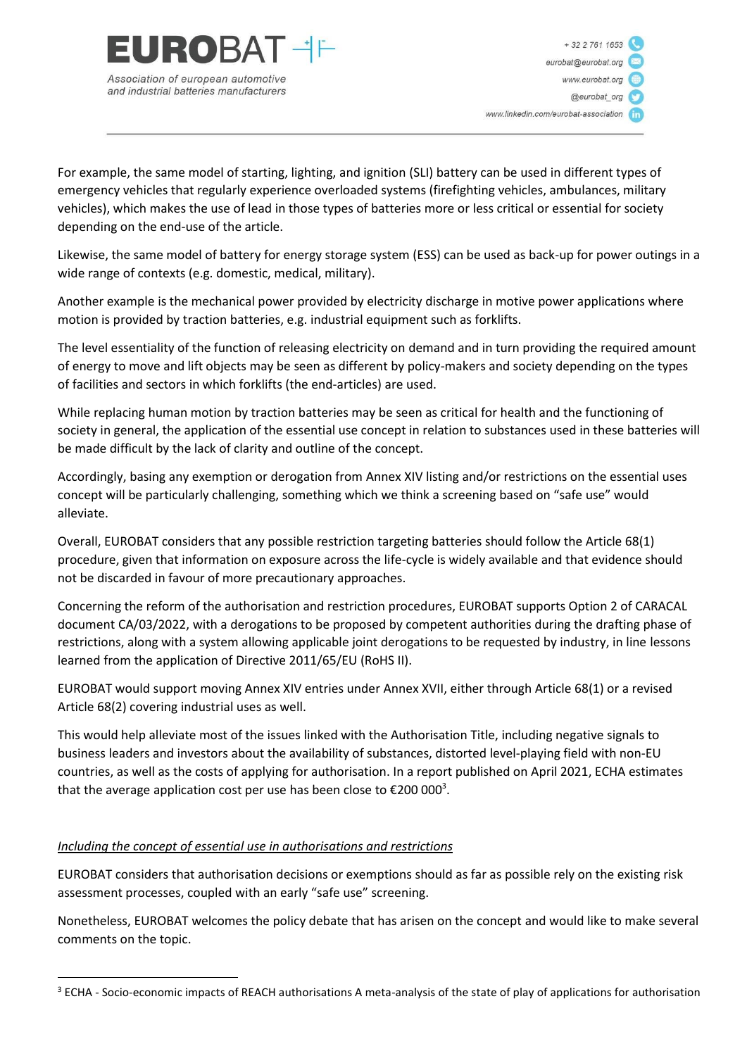For example, the same model of starting, lighting, and ignition (SLI) battery can be used in different types of emergency vehicles that regularly experience overloaded systems (firefighting vehicles, ambulances, military vehicles), which makes the use of lead in those types of batteries more or less critical or essential for society depending on the end-use of the article.

Likewise, the same model of battery for energy storage system (ESS) can be used as back-up for power outings in a wide range of contexts (e.g. domestic, medical, military).

Another example is the mechanical power provided by electricity discharge in motive power applications where motion is provided by traction batteries, e.g. industrial equipment such as forklifts.

The level essentiality of the function of releasing electricity on demand and in turn providing the required amount of energy to move and lift objects may be seen as different by policy-makers and society depending on the types of facilities and sectors in which forklifts (the end-articles) are used.

While replacing human motion by traction batteries may be seen as critical for health and the functioning of society in general, the application of the essential use concept in relation to substances used in these batteries will be made difficult by the lack of clarity and outline of the concept.

Accordingly, basing any exemption or derogation from Annex XIV listing and/or restrictions on the essential uses concept will be particularly challenging, something which we think a screening based on "safe use" would alleviate.

Overall, EUROBAT considers that any possible restriction targeting batteries should follow the Article 68(1) procedure, given that information on exposure across the life-cycle is widely available and that evidence should not be discarded in favour of more precautionary approaches.

Concerning the reform of the authorisation and restriction procedures, EUROBAT supports Option 2 of CARACAL document CA/03/2022, with a derogations to be proposed by competent authorities during the drafting phase of restrictions, along with a system allowing applicable joint derogations to be requested by industry, in line lessons learned from the application of Directive 2011/65/EU (RoHS II).

EUROBAT would support moving Annex XIV entries under Annex XVII, either through Article 68(1) or a revised Article 68(2) covering industrial uses as well.

This would help alleviate most of the issues linked with the Authorisation Title, including negative signals to business leaders and investors about the availability of substances, distorted level-playing field with non-EU countries, as well as the costs of applying for authorisation. In a report published on April 2021, ECHA estimates that the average application cost per use has been close to €200 000[3].

*Including the concept of essential use in authorisations and restrictions*

EUROBAT considers that authorisation decisions or exemptions should as far as possible rely on the existing risk assessment processes, coupled with an early "safe use" screening.

Nonetheless, EUROBAT welcomes the policy debate that has arisen on the concept and would like to make several comments on the topic.

[3] ECHA - Socio-economic impacts of REACH authorisations A meta-analysis of the state of play of applications for authorisation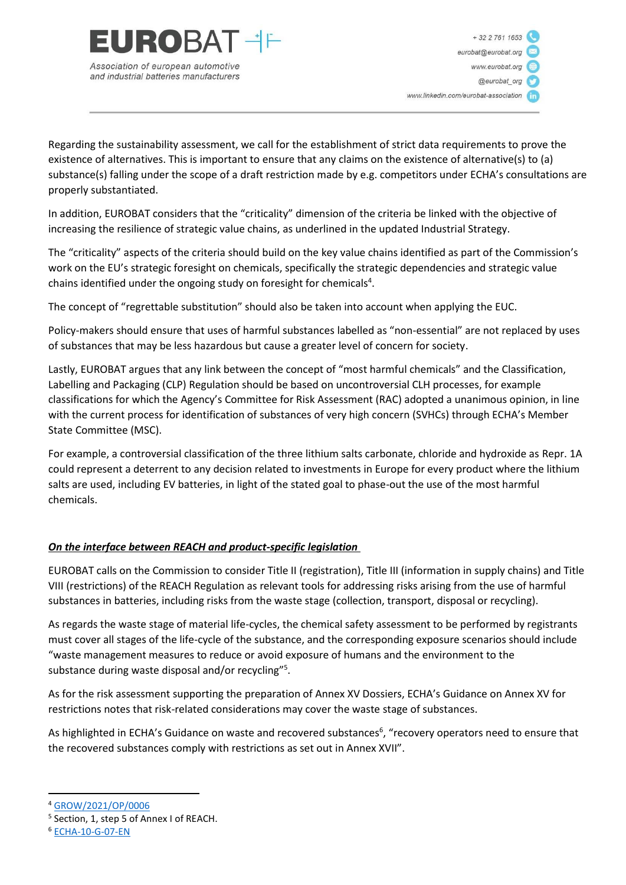Regarding the sustainability assessment, we call for the establishment of strict data requirements to prove the existence of alternatives. This is important to ensure that any claims on the existence of alternative(s) to (a) substance(s) falling under the scope of a draft restriction made by e.g. competitors under ECHA's consultations are properly substantiated.

In addition, EUROBAT considers that the "criticality" dimension of the criteria be linked with the objective of increasing the resilience of strategic value chains, as underlined in the updated Industrial Strategy.

The "criticality" aspects of the criteria should build on the key value chains identified as part of the Commission's work on the EU's strategic foresight on chemicals, specifically the strategic dependencies and strategic value chains identified under the ongoing study on foresight for chemicals[4].

The concept of "regrettable substitution" should also be taken into account when applying the EUC.

Policy-makers should ensure that uses of harmful substances labelled as "non-essential" are not replaced by uses of substances that may be less hazardous but cause a greater level of concern for society.

Lastly, EUROBAT argues that any link between the concept of "most harmful chemicals" and the Classification, Labelling and Packaging (CLP) Regulation should be based on uncontroversial CLH processes, for example classifications for which the Agency's Committee for Risk Assessment (RAC) adopted a unanimous opinion, in line with the current process for identification of substances of very high concern (SVHCs) through ECHA's Member State Committee (MSC).

For example, a controversial classification of the three lithium salts carbonate, chloride and hydroxide as Repr. 1A could represent a deterrent to any decision related to investments in Europe for every product where the lithium salts are used, including EV batteries, in light of the stated goal to phase-out the use of the most harmful chemicals.

***<u>On the interface between REACH and product-specific legislation</u>***

EUROBAT calls on the Commission to consider Title II (registration), Title III (information in supply chains) and Title VIII (restrictions) of the REACH Regulation as relevant tools for addressing risks arising from the use of harmful substances in batteries, including risks from the waste stage (collection, transport, disposal or recycling).

As regards the waste stage of material life-cycles, the chemical safety assessment to be performed by registrants must cover all stages of the life-cycle of the substance, and the corresponding exposure scenarios should include "waste management measures to reduce or avoid exposure of humans and the environment to the substance during waste disposal and/or recycling"[5].

As for the risk assessment supporting the preparation of Annex XV Dossiers, ECHA's Guidance on Annex XV for restrictions notes that risk-related considerations may cover the waste stage of substances.

As highlighted in ECHA's Guidance on waste and recovered substances[6], "recovery operators need to ensure that the recovered substances comply with restrictions as set out in Annex XVII".

---

[4] GROW/2021/OP/0006

[5] Section, 1, step 5 of Annex I of REACH.

[6] ECHA-10-G-07-EN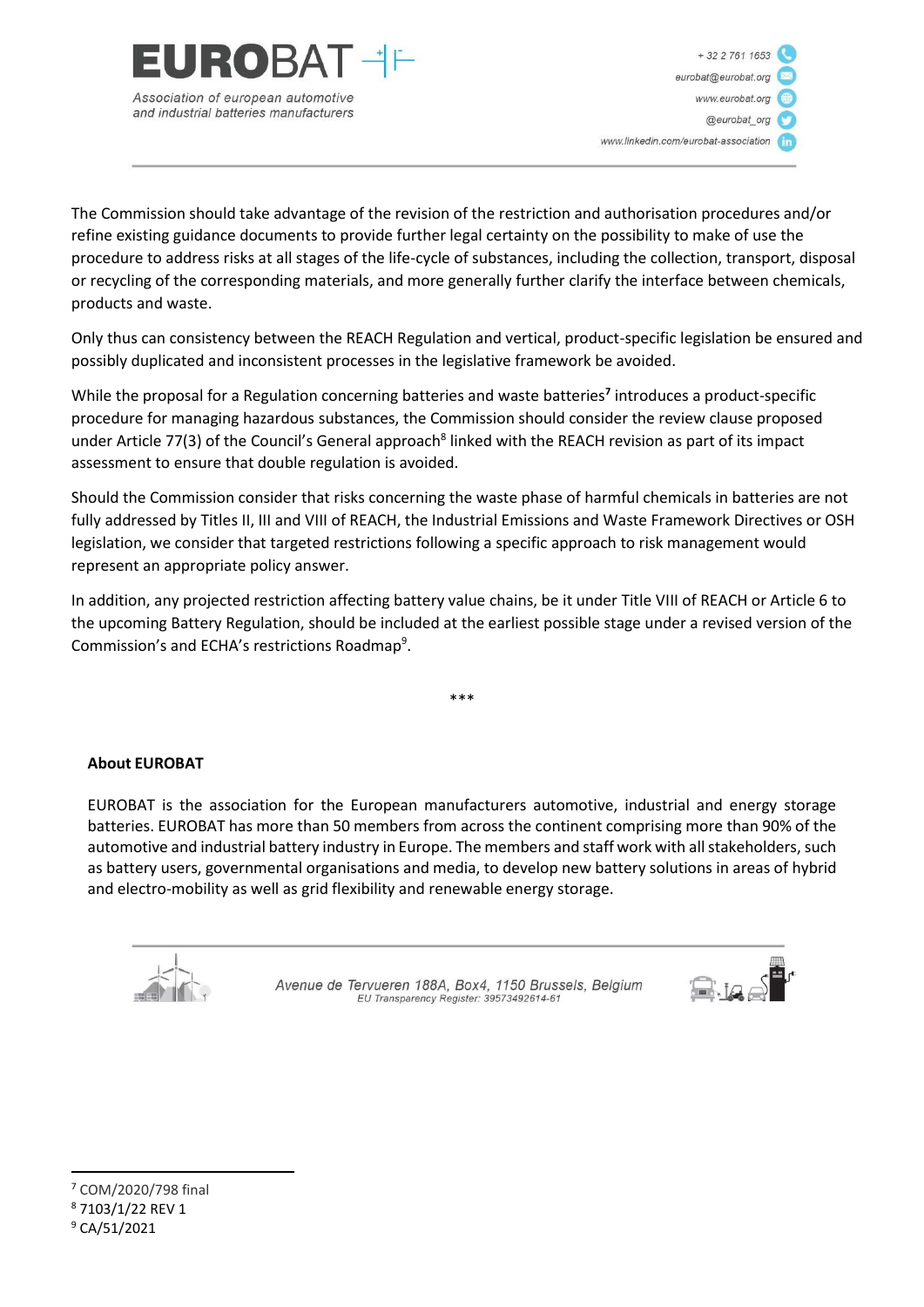The Commission should take advantage of the revision of the restriction and authorisation procedures and/or refine existing guidance documents to provide further legal certainty on the possibility to make of use the procedure to address risks at all stages of the life-cycle of substances, including the collection, transport, disposal or recycling of the corresponding materials, and more generally further clarify the interface between chemicals, products and waste.

Only thus can consistency between the REACH Regulation and vertical, product-specific legislation be ensured and possibly duplicated and inconsistent processes in the legislative framework be avoided.

While the proposal for a Regulation concerning batteries and waste batteries[7] introduces a product-specific procedure for managing hazardous substances, the Commission should consider the review clause proposed under Article 77(3) of the Council's General approach[8] linked with the REACH revision as part of its impact assessment to ensure that double regulation is avoided.

Should the Commission consider that risks concerning the waste phase of harmful chemicals in batteries are not fully addressed by Titles II, III and VIII of REACH, the Industrial Emissions and Waste Framework Directives or OSH legislation, we consider that targeted restrictions following a specific approach to risk management would represent an appropriate policy answer.

In addition, any projected restriction affecting battery value chains, be it under Title VIII of REACH or Article 6 to the upcoming Battery Regulation, should be included at the earliest possible stage under a revised version of the Commission's and ECHA's restrictions Roadmap[9].

***

**About EUROBAT**

EUROBAT is the association for the European manufacturers automotive, industrial and energy storage batteries. EUROBAT has more than 50 members from across the continent comprising more than 90% of the automotive and industrial battery industry in Europe. The members and staff work with all stakeholders, such as battery users, governmental organisations and media, to develop new battery solutions in areas of hybrid and electro-mobility as well as grid flexibility and renewable energy storage.

[7] COM/2020/798 final

[8] 7103/1/22 REV 1

[9] CA/51/2021